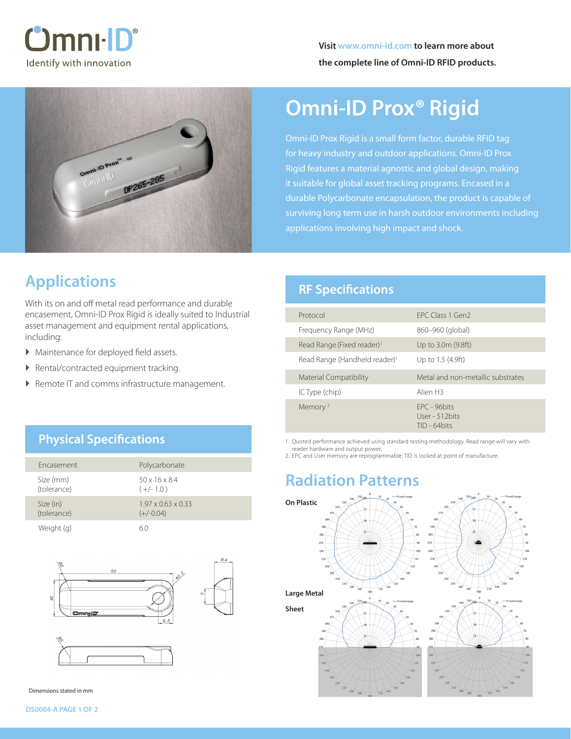Omni-ID®

Identify with innovation

**Visit www.omni-id.com to learn more about the complete line of Omni-ID RFID products.**

# Omni-ID Prox® Rigid

Omni-ID Prox Rigid is a small form factor, durable RFID tag for heavy industry and outdoor applications. Omni-ID Prox Rigid features a material agnostic and global design, making it suitable for global asset tracking programs. Encased in a durable Polycarbonate encapsulation, the product is capable of surviving long term use in harsh outdoor environments including applications involving high impact and shock.

## Applications

With its on and off metal read performance and durable encasement, Omni-ID Prox Rigid is ideally suited to Industrial asset management and equipment rental applications, including:

- Maintenance for deployed field assets.
- Rental/contracted equipment tracking.
- Remote IT and comms infrastructure management.

## Physical Specifications

| | |
|---|---|
| Encasement | Polycarbonate |
| Size (mm) (tolerance) | 50 x 16 x 8.4 ( +/- 1.0 ) |
| Size (in) (tolerance) | 1.97 x 0.63 x 0.33 (+/-0.04) |
| Weight (g) | 6.0 |

Dimensions stated in mm

## RF Specifications

| | |
|---|---|
| Protocol | EPC Class 1 Gen2 |
| Frequency Range (MHz) | 860–960 (global) |
| Read Range (Fixed reader)[1] | Up to 3.0m (9.8ft) |
| Read Range (Handheld reader)[1] | Up to 1.5 (4.9ft) |
| Material Compatibility | Metal and non-metallic substrates |
| IC Type (chip) | Alien H3 |
| Memory [2] | EPC - 96bits<br>User - 512bits<br>TID - 64bits |

1. Quoted performance achieved using standard testing methodology. Read range will vary with reader hardware and output power.
2. EPC and User memory are reprogrammable, TID is locked at point of manufacture.

## Radiation Patterns

On Plastic

Large Metal Sheet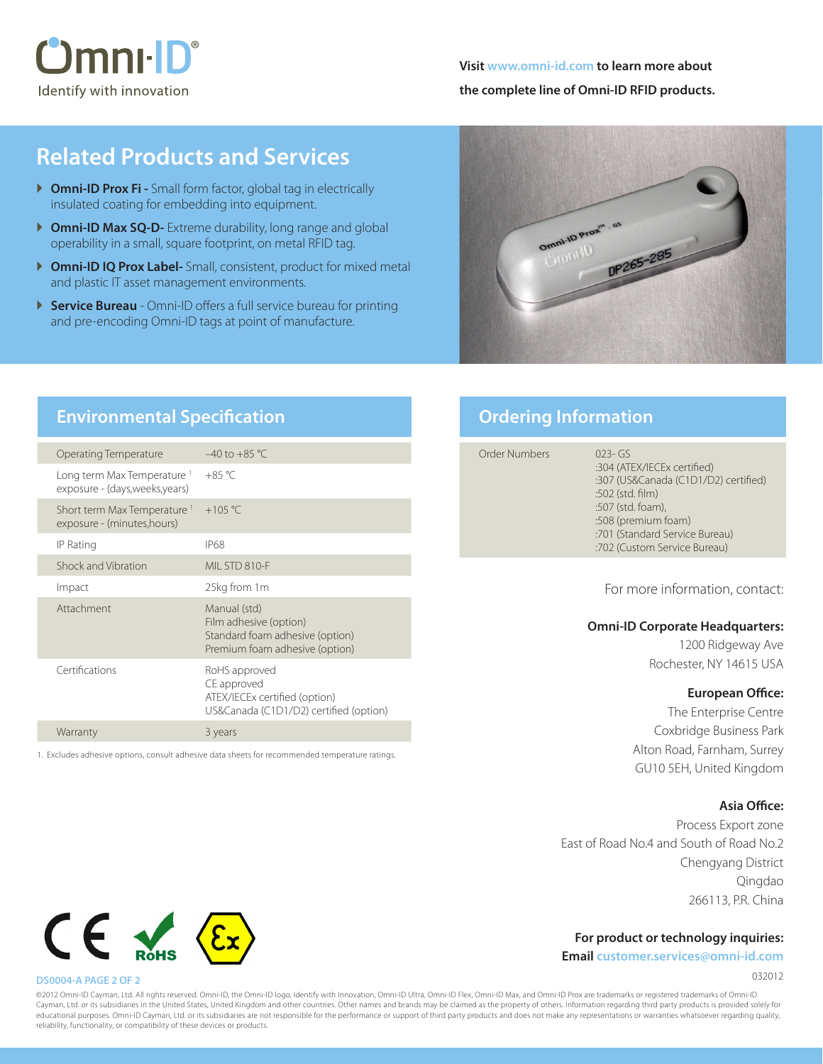Visit www.omni-id.com to learn more about the complete line of Omni-ID RFID products.

## Related Products and Services

- **Omni-ID Prox Fi -** Small form factor, global tag in electrically insulated coating for embedding into equipment.
- **Omni-ID Max SQ-D-** Extreme durability, long range and global operability in a small, square footprint, on metal RFID tag.
- **Omni-ID IQ Prox Label-** Small, consistent, product for mixed metal and plastic IT asset management environments.
- **Service Bureau** - Omni-ID offers a full service bureau for printing and pre-encoding Omni-ID tags at point of manufacture.

## Environmental Specification

| | |
|---|---|
| Operating Temperature | –40 to +85 °C |
| Long term Max Temperature [1] exposure - (days,weeks,years) | +85 °C |
| Short term Max Temperature [1] exposure - (minutes,hours) | +105 °C |
| IP Rating | IP68 |
| Shock and Vibration | MIL STD 810-F |
| Impact | 25kg from 1m |
| Attachment | Manual (std)<br>Film adhesive (option)<br>Standard foam adhesive (option)<br>Premium foam adhesive (option) |
| Certifications | RoHS approved<br>CE approved<br>ATEX/IECEx certified (option)<br>US&Canada (C1D1/D2) certified (option) |
| Warranty | 3 years |

1. Excludes adhesive options, consult adhesive data sheets for recommended temperature ratings.

## Ordering Information

| | |
|---|---|
| Order Numbers | 023- GS<br>:304 (ATEX/IECEx certified)<br>:307 (US&Canada (C1D1/D2) certified)<br>:502 (std. film)<br>:507 (std. foam),<br>:508 (premium foam)<br>:701 (Standard Service Bureau)<br>:702 (Custom Service Bureau) |

For more information, contact:

**Omni-ID Corporate Headquarters:**
1200 Ridgeway Ave
Rochester, NY 14615 USA

**European Office:**
The Enterprise Centre
Coxbridge Business Park
Alton Road, Farnham, Surrey
GU10 5EH, United Kingdom

**Asia Office:**
Process Export zone
East of Road No.4 and South of Road No.2
Chengyang District
Qingdao
266113, P.R. China

**For product or technology inquiries:**
**Email** customer.services@omni-id.com

DS0004-A

032012

©2012 Omni-ID Cayman, Ltd. All rights reserved. Omni-ID, the Omni-ID logo, Identify with Innovation, Omni-ID Ultra, Omni-ID Flex, Omni-ID Max, and Omni-ID Prox are trademarks or registered trademarks of Omni-ID Cayman, Ltd. or its subsidiaries in the United States, United Kingdom and other countries. Other names and brands may be claimed as the property of others. Information regarding third party products is provided solely for educational purposes. Omni-ID Cayman, Ltd. or its subsidiaries are not responsible for the performance or support of third party products and does not make any representations or warranties whatsoever regarding quality, reliability, functionality, or compatibility of these devices or products.